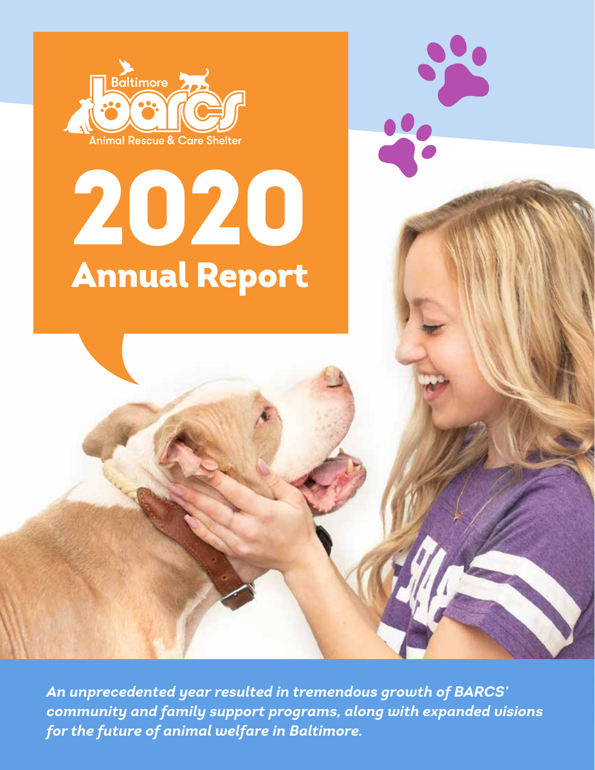Baltimore BARCS Animal Rescue & Care Shelter

# 2020 Annual Report

***An unprecedented year resulted in tremendous growth of BARCS' community and family support programs, along with expanded visions for the future of animal welfare in Baltimore.***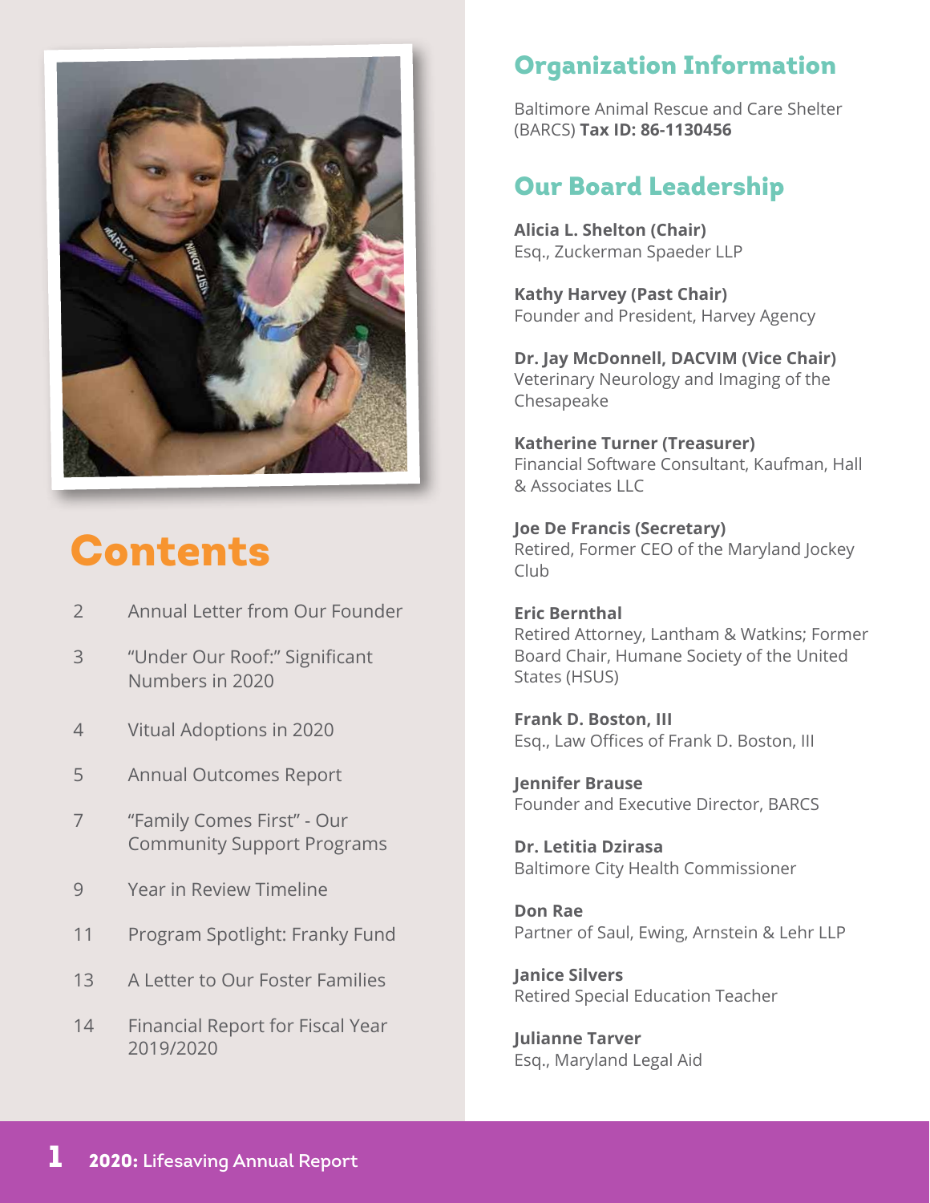# Contents

| | |
|---|---|
| 2 | Annual Letter from Our Founder |
| 3 | "Under Our Roof:" Significant Numbers in 2020 |
| 4 | Vitual Adoptions in 2020 |
| 5 | Annual Outcomes Report |
| 7 | "Family Comes First" - Our Community Support Programs |
| 9 | Year in Review Timeline |
| 11 | Program Spotlight: Franky Fund |
| 13 | A Letter to Our Foster Families |
| 14 | Financial Report for Fiscal Year 2019/2020 |

## Organization Information

Baltimore Animal Rescue and Care Shelter (BARCS) **Tax ID: 86-1130456**

## Our Board Leadership

**Alicia L. Shelton (Chair)**
Esq., Zuckerman Spaeder LLP

**Kathy Harvey (Past Chair)**
Founder and President, Harvey Agency

**Dr. Jay McDonnell, DACVIM (Vice Chair)**
Veterinary Neurology and Imaging of the Chesapeake

**Katherine Turner (Treasurer)**
Financial Software Consultant, Kaufman, Hall & Associates LLC

**Joe De Francis (Secretary)**
Retired, Former CEO of the Maryland Jockey Club

**Eric Bernthal**
Retired Attorney, Lantham & Watkins; Former Board Chair, Humane Society of the United States (HSUS)

**Frank D. Boston, III**
Esq., Law Offices of Frank D. Boston, III

**Jennifer Brause**
Founder and Executive Director, BARCS

**Dr. Letitia Dzirasa**
Baltimore City Health Commissioner

**Don Rae**
Partner of Saul, Ewing, Arnstein & Lehr LLP

**Janice Silvers**
Retired Special Education Teacher

**Julianne Tarver**
Esq., Maryland Legal Aid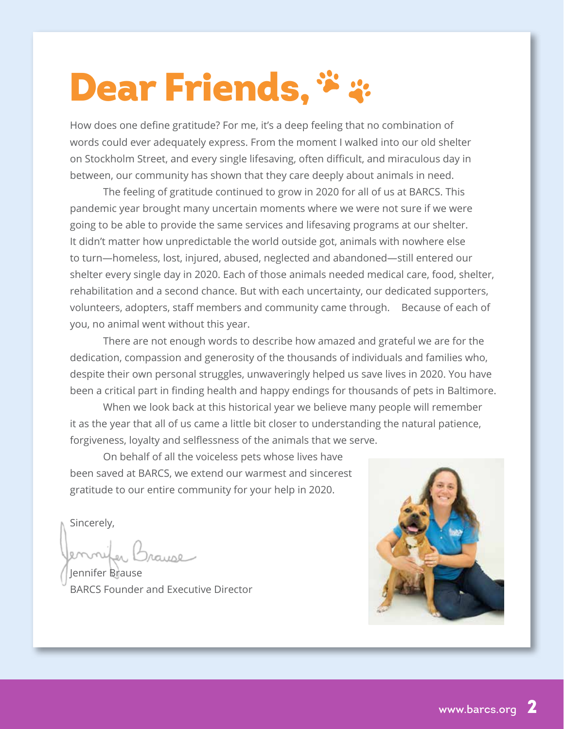# Dear Friends,

How does one define gratitude? For me, it's a deep feeling that no combination of words could ever adequately express. From the moment I walked into our old shelter on Stockholm Street, and every single lifesaving, often difficult, and miraculous day in between, our community has shown that they care deeply about animals in need.

The feeling of gratitude continued to grow in 2020 for all of us at BARCS. This pandemic year brought many uncertain moments where we were not sure if we were going to be able to provide the same services and lifesaving programs at our shelter. It didn't matter how unpredictable the world outside got, animals with nowhere else to turn—homeless, lost, injured, abused, neglected and abandoned—still entered our shelter every single day in 2020. Each of those animals needed medical care, food, shelter, rehabilitation and a second chance. But with each uncertainty, our dedicated supporters, volunteers, adopters, staff members and community came through. Because of each of you, no animal went without this year.

There are not enough words to describe how amazed and grateful we are for the dedication, compassion and generosity of the thousands of individuals and families who, despite their own personal struggles, unwaveringly helped us save lives in 2020. You have been a critical part in finding health and happy endings for thousands of pets in Baltimore.

When we look back at this historical year we believe many people will remember it as the year that all of us came a little bit closer to understanding the natural patience, forgiveness, loyalty and selflessness of the animals that we serve.

On behalf of all the voiceless pets whose lives have been saved at BARCS, we extend our warmest and sincerest gratitude to our entire community for your help in 2020.

Sincerely,

Jennifer Brause
BARCS Founder and Executive Director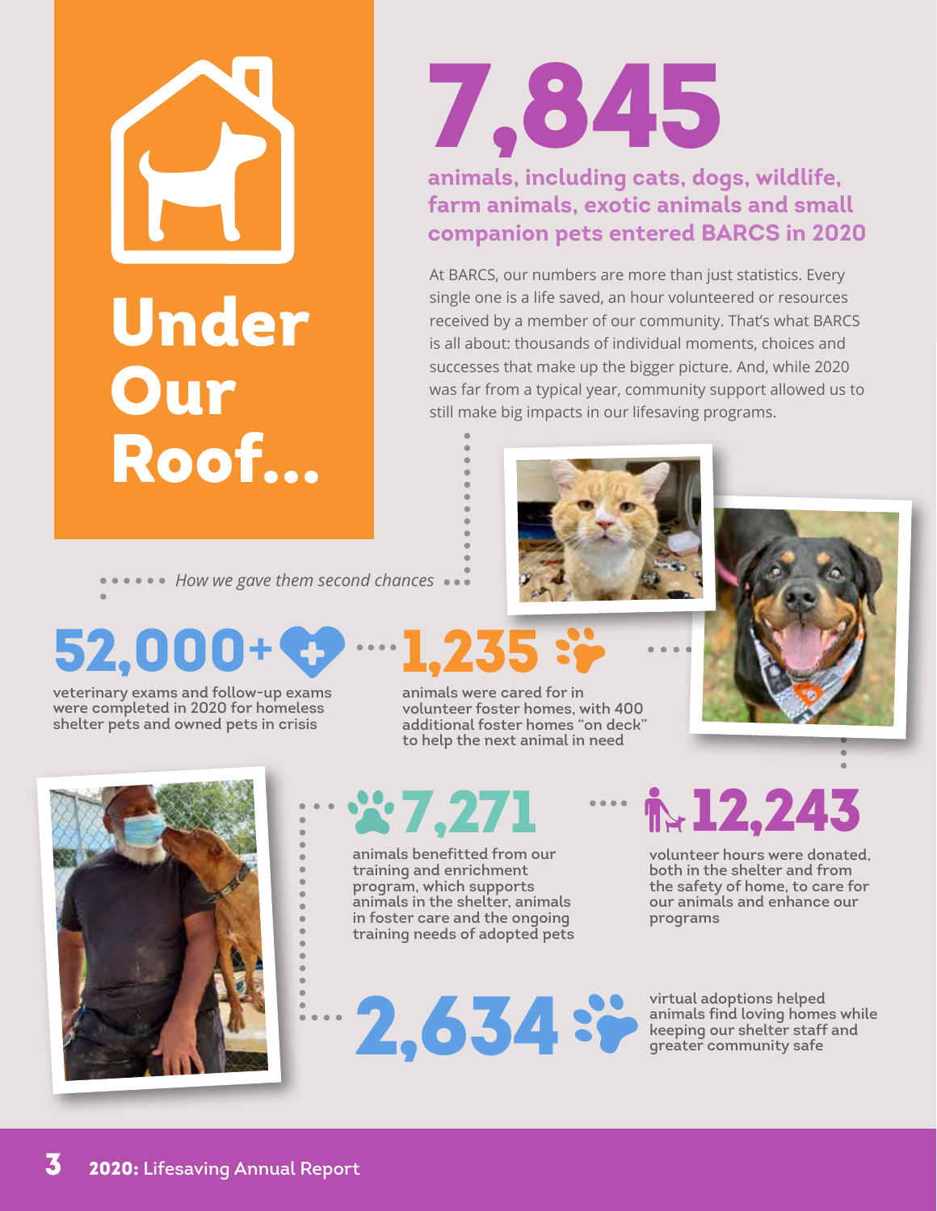# Under Our Roof...

# 7,845

**animals, including cats, dogs, wildlife, farm animals, exotic animals and small companion pets entered BARCS in 2020**

At BARCS, our numbers are more than just statistics. Every single one is a life saved, an hour volunteered or resources received by a member of our community. That's what BARCS is all about: thousands of individual moments, choices and successes that make up the bigger picture. And, while 2020 was far from a typical year, community support allowed us to still make big impacts in our lifesaving programs.

*How we gave them second chances*

## 52,000+

veterinary exams and follow-up exams were completed in 2020 for homeless shelter pets and owned pets in crisis

## 1,235

animals were cared for in volunteer foster homes, with 400 additional foster homes "on deck" to help the next animal in need

## 7,271

animals benefitted from our training and enrichment program, which supports animals in the shelter, animals in foster care and the ongoing training needs of adopted pets

## 12,243

volunteer hours were donated, both in the shelter and from the safety of home, to care for our animals and enhance our programs

## 2,634

virtual adoptions helped animals find loving homes while keeping our shelter staff and greater community safe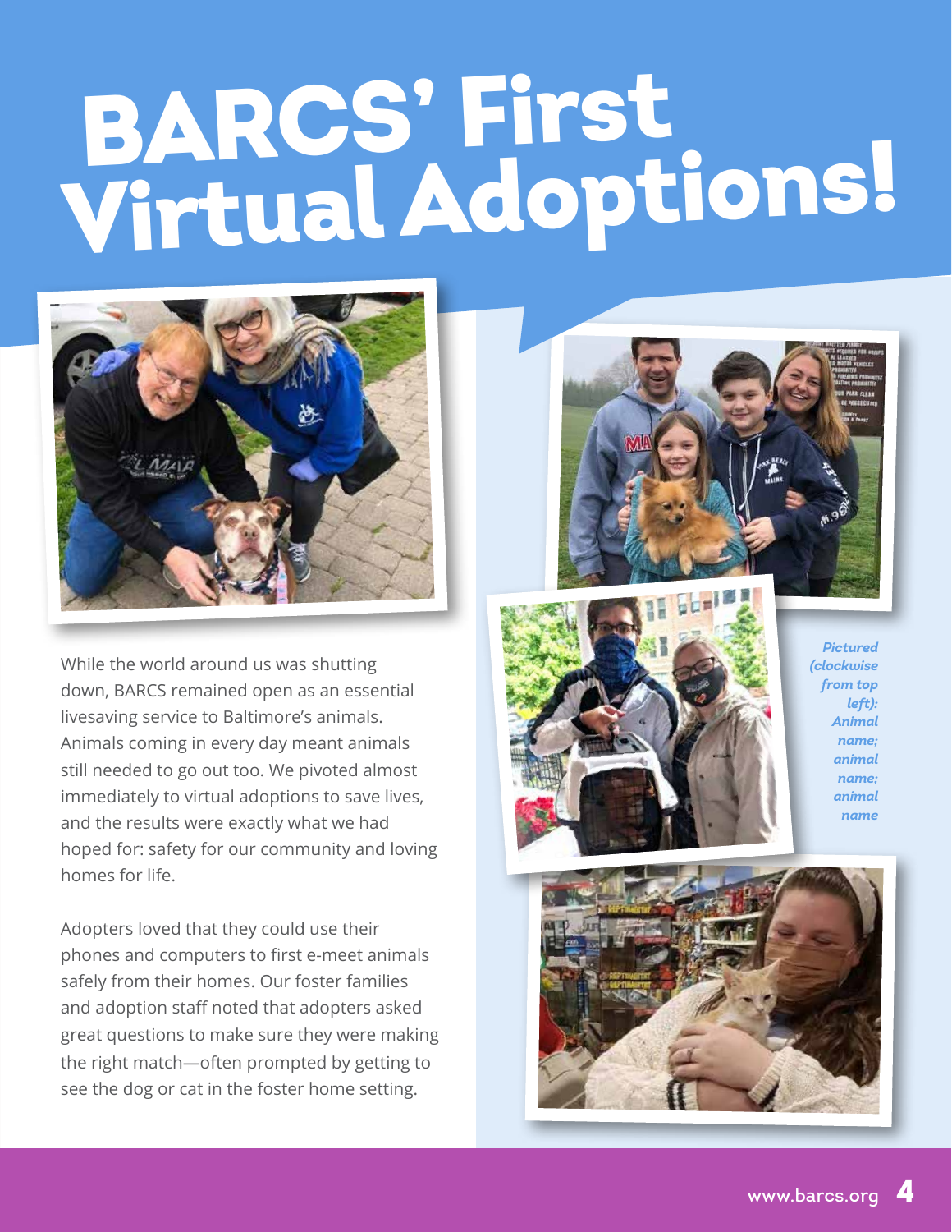# BARCS' First Virtual Adoptions!

While the world around us was shutting down, BARCS remained open as an essential livesaving service to Baltimore's animals. Animals coming in every day meant animals still needed to go out too. We pivoted almost immediately to virtual adoptions to save lives, and the results were exactly what we had hoped for: safety for our community and loving homes for life.

Adopters loved that they could use their phones and computers to first e-meet animals safely from their homes. Our foster families and adoption staff noted that adopters asked great questions to make sure they were making the right match—often prompted by getting to see the dog or cat in the foster home setting.

*Pictured (clockwise from top left): Animal name; animal name; animal name*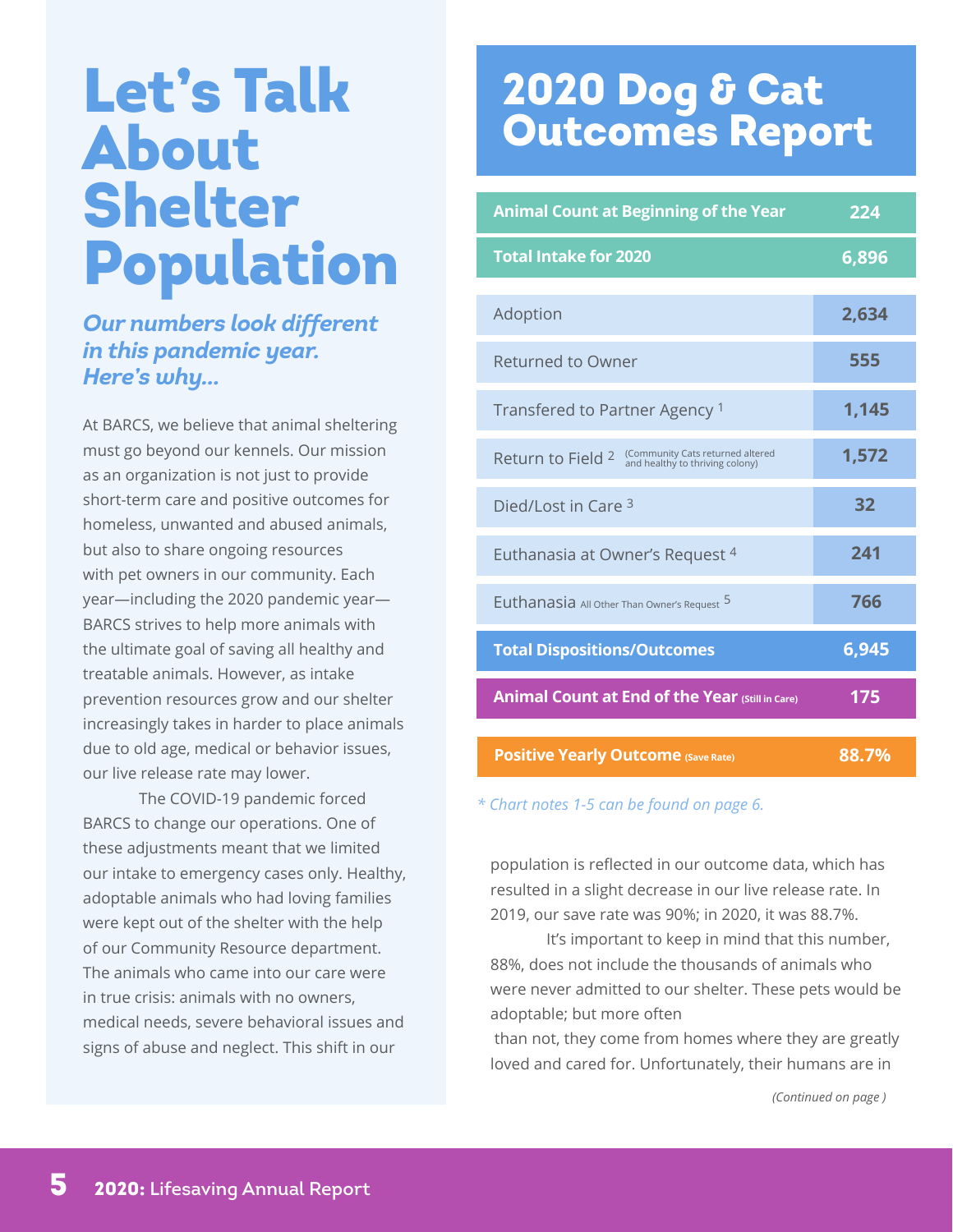# Let's Talk About Shelter Population

***Our numbers look different in this pandemic year. Here's why...***

At BARCS, we believe that animal sheltering must go beyond our kennels. Our mission as an organization is not just to provide short-term care and positive outcomes for homeless, unwanted and abused animals, but also to share ongoing resources with pet owners in our community. Each year—including the 2020 pandemic year—BARCS strives to help more animals with the ultimate goal of saving all healthy and treatable animals. However, as intake prevention resources grow and our shelter increasingly takes in harder to place animals due to old age, medical or behavior issues, our live release rate may lower.

The COVID-19 pandemic forced BARCS to change our operations. One of these adjustments meant that we limited our intake to emergency cases only. Healthy, adoptable animals who had loving families were kept out of the shelter with the help of our Community Resource department. The animals who came into our care were in true crisis: animals with no owners, medical needs, severe behavioral issues and signs of abuse and neglect. This shift in our population is reflected in our outcome data, which has resulted in a slight decrease in our live release rate. In 2019, our save rate was 90%; in 2020, it was 88.7%.

It's important to keep in mind that this number, 88%, does not include the thousands of animals who were never admitted to our shelter. These pets would be adoptable; but more often than not, they come from homes where they are greatly loved and cared for. Unfortunately, their humans are in

*(Continued on page )*

## 2020 Dog & Cat Outcomes Report

| | |
|---|---|
| **Animal Count at Beginning of the Year** | **224** |
| **Total Intake for 2020** | **6,896** |
| Adoption | **2,634** |
| Returned to Owner | **555** |
| Transfered to Partner Agency [1] | **1,145** |
| Return to Field [2] (Community Cats returned altered and healthy to thriving colony) | **1,572** |
| Died/Lost in Care [3] | **32** |
| Euthanasia at Owner's Request [4] | **241** |
| Euthanasia All Other Than Owner's Request [5] | **766** |
| **Total Dispositions/Outcomes** | **6,945** |
| **Animal Count at End of the Year** (Still in Care) | **175** |
| **Positive Yearly Outcome** (Save Rate) | **88.7%** |

*\* Chart notes 1-5 can be found on page 6.*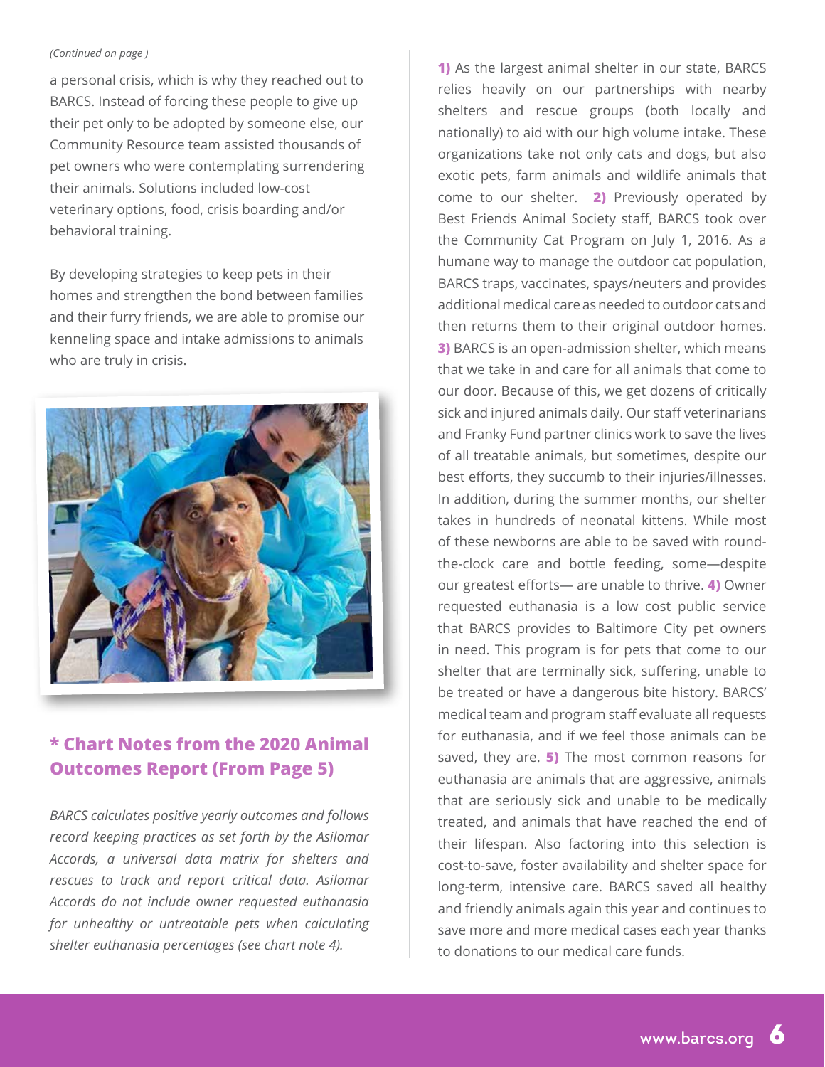*(Continued on page )*

a personal crisis, which is why they reached out to BARCS. Instead of forcing these people to give up their pet only to be adopted by someone else, our Community Resource team assisted thousands of pet owners who were contemplating surrendering their animals. Solutions included low-cost veterinary options, food, crisis boarding and/or behavioral training.

By developing strategies to keep pets in their homes and strengthen the bond between families and their furry friends, we are able to promise our kenneling space and intake admissions to animals who are truly in crisis.

## * Chart Notes from the 2020 Animal Outcomes Report (From Page 5)

*BARCS calculates positive yearly outcomes and follows record keeping practices as set forth by the Asilomar Accords, a universal data matrix for shelters and rescues to track and report critical data. Asilomar Accords do not include owner requested euthanasia for unhealthy or untreatable pets when calculating shelter euthanasia percentages (see chart note 4).*

**1)** As the largest animal shelter in our state, BARCS relies heavily on our partnerships with nearby shelters and rescue groups (both locally and nationally) to aid with our high volume intake. These organizations take not only cats and dogs, but also exotic pets, farm animals and wildlife animals that come to our shelter. **2)** Previously operated by Best Friends Animal Society staff, BARCS took over the Community Cat Program on July 1, 2016. As a humane way to manage the outdoor cat population, BARCS traps, vaccinates, spays/neuters and provides additional medical care as needed to outdoor cats and then returns them to their original outdoor homes. **3)** BARCS is an open-admission shelter, which means that we take in and care for all animals that come to our door. Because of this, we get dozens of critically sick and injured animals daily. Our staff veterinarians and Franky Fund partner clinics work to save the lives of all treatable animals, but sometimes, despite our best efforts, they succumb to their injuries/illnesses. In addition, during the summer months, our shelter takes in hundreds of neonatal kittens. While most of these newborns are able to be saved with round-the-clock care and bottle feeding, some—despite our greatest efforts— are unable to thrive. **4)** Owner requested euthanasia is a low cost public service that BARCS provides to Baltimore City pet owners in need. This program is for pets that come to our shelter that are terminally sick, suffering, unable to be treated or have a dangerous bite history. BARCS' medical team and program staff evaluate all requests for euthanasia, and if we feel those animals can be saved, they are. **5)** The most common reasons for euthanasia are animals that are aggressive, animals that are seriously sick and unable to be medically treated, and animals that have reached the end of their lifespan. Also factoring into this selection is cost-to-save, foster availability and shelter space for long-term, intensive care. BARCS saved all healthy and friendly animals again this year and continues to save more and more medical cases each year thanks to donations to our medical care funds.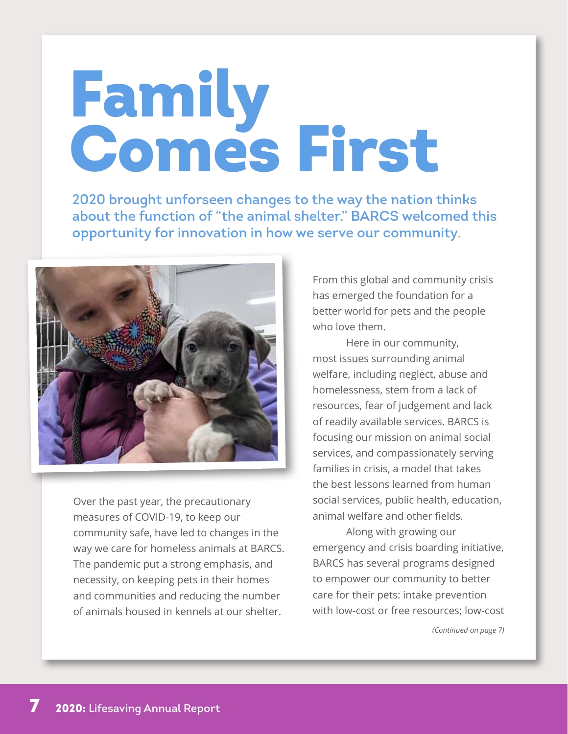# Family Comes First

## 2020 brought unforseen changes to the way the nation thinks about the function of "the animal shelter." BARCS welcomed this opportunity for innovation in how we serve our community.

Over the past year, the precautionary measures of COVID-19, to keep our community safe, have led to changes in the way we care for homeless animals at BARCS. The pandemic put a strong emphasis, and necessity, on keeping pets in their homes and communities and reducing the number of animals housed in kennels at our shelter.

From this global and community crisis has emerged the foundation for a better world for pets and the people who love them.

Here in our community, most issues surrounding animal welfare, including neglect, abuse and homelessness, stem from a lack of resources, fear of judgement and lack of readily available services. BARCS is focusing our mission on animal social services, and compassionately serving families in crisis, a model that takes the best lessons learned from human social services, public health, education, animal welfare and other fields.

Along with growing our emergency and crisis boarding initiative, BARCS has several programs designed to empower our community to better care for their pets: intake prevention with low-cost or free resources; low-cost

*(Continued on page 7)*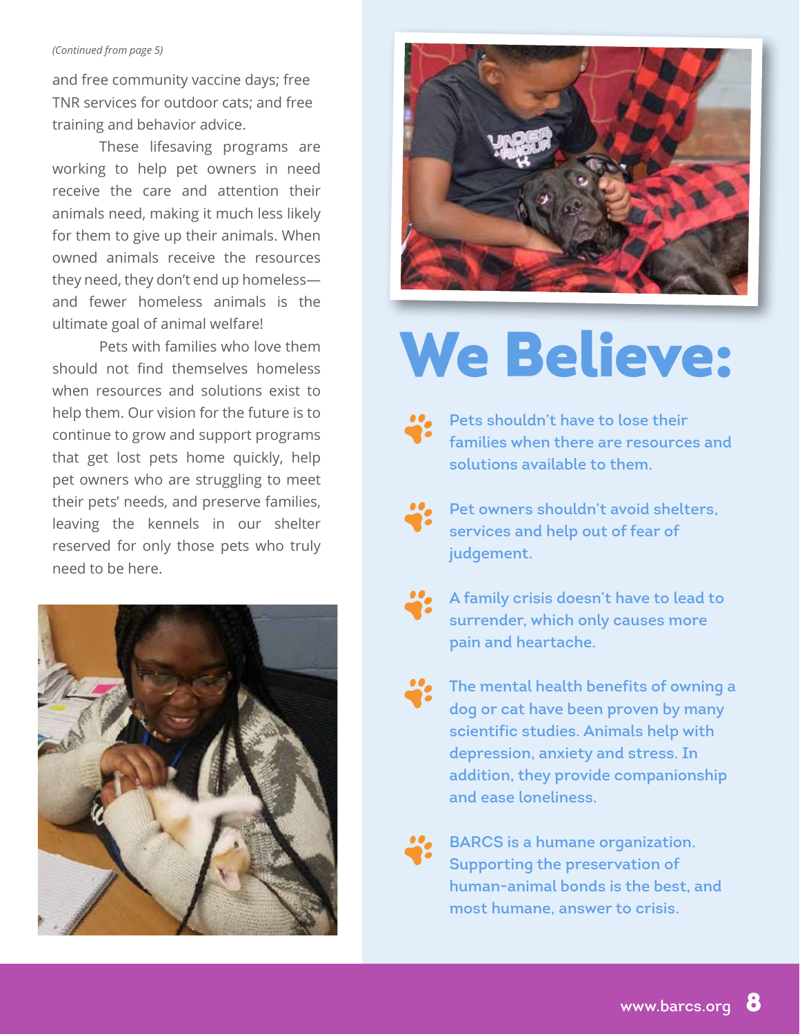*(Continued from page 5)*

and free community vaccine days; free TNR services for outdoor cats; and free training and behavior advice.

These lifesaving programs are working to help pet owners in need receive the care and attention their animals need, making it much less likely for them to give up their animals. When owned animals receive the resources they need, they don't end up homeless—and fewer homeless animals is the ultimate goal of animal welfare!

Pets with families who love them should not find themselves homeless when resources and solutions exist to help them. Our vision for the future is to continue to grow and support programs that get lost pets home quickly, help pet owners who are struggling to meet their pets' needs, and preserve families, leaving the kennels in our shelter reserved for only those pets who truly need to be here.

# We Believe:

- Pets shouldn't have to lose their families when there are resources and solutions available to them.
- Pet owners shouldn't avoid shelters, services and help out of fear of judgement.
- A family crisis doesn't have to lead to surrender, which only causes more pain and heartache.
- The mental health benefits of owning a dog or cat have been proven by many scientific studies. Animals help with depression, anxiety and stress. In addition, they provide companionship and ease loneliness.
- BARCS is a humane organization. Supporting the preservation of human-animal bonds is the best, and most humane, answer to crisis.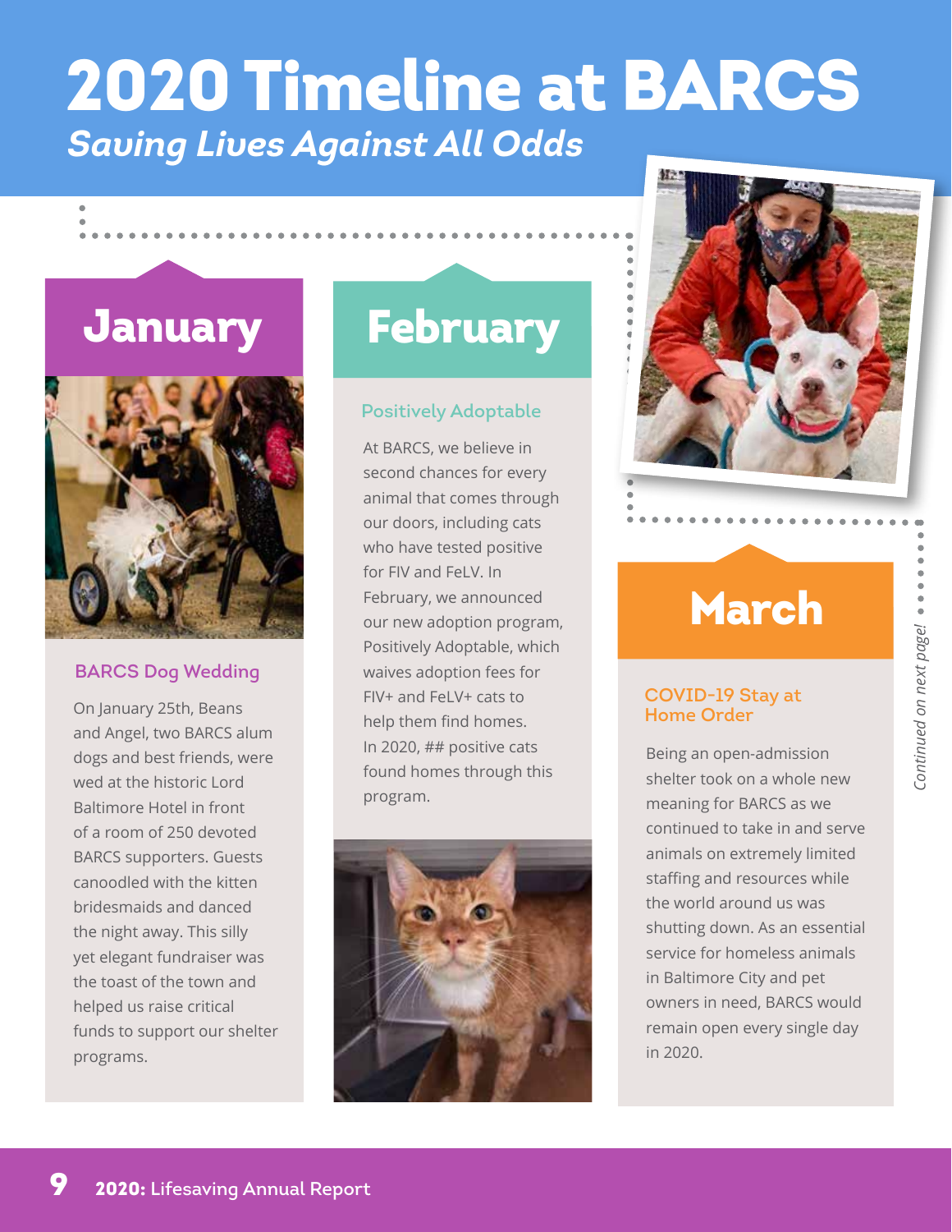# 2020 Timeline at BARCS

*Saving Lives Against All Odds*

## January

### BARCS Dog Wedding

On January 25th, Beans and Angel, two BARCS alum dogs and best friends, were wed at the historic Lord Baltimore Hotel in front of a room of 250 devoted BARCS supporters. Guests canoodled with the kitten bridesmaids and danced the night away. This silly yet elegant fundraiser was the toast of the town and helped us raise critical funds to support our shelter programs.

## February

### Positively Adoptable

At BARCS, we believe in second chances for every animal that comes through our doors, including cats who have tested positive for FIV and FeLV. In February, we announced our new adoption program, Positively Adoptable, which waives adoption fees for FIV+ and FeLV+ cats to help them find homes. In 2020, ## positive cats found homes through this program.

## March

### COVID-19 Stay at Home Order

Being an open-admission shelter took on a whole new meaning for BARCS as we continued to take in and serve animals on extremely limited staffing and resources while the world around us was shutting down. As an essential service for homeless animals in Baltimore City and pet owners in need, BARCS would remain open every single day in 2020.

*Continued on next page!*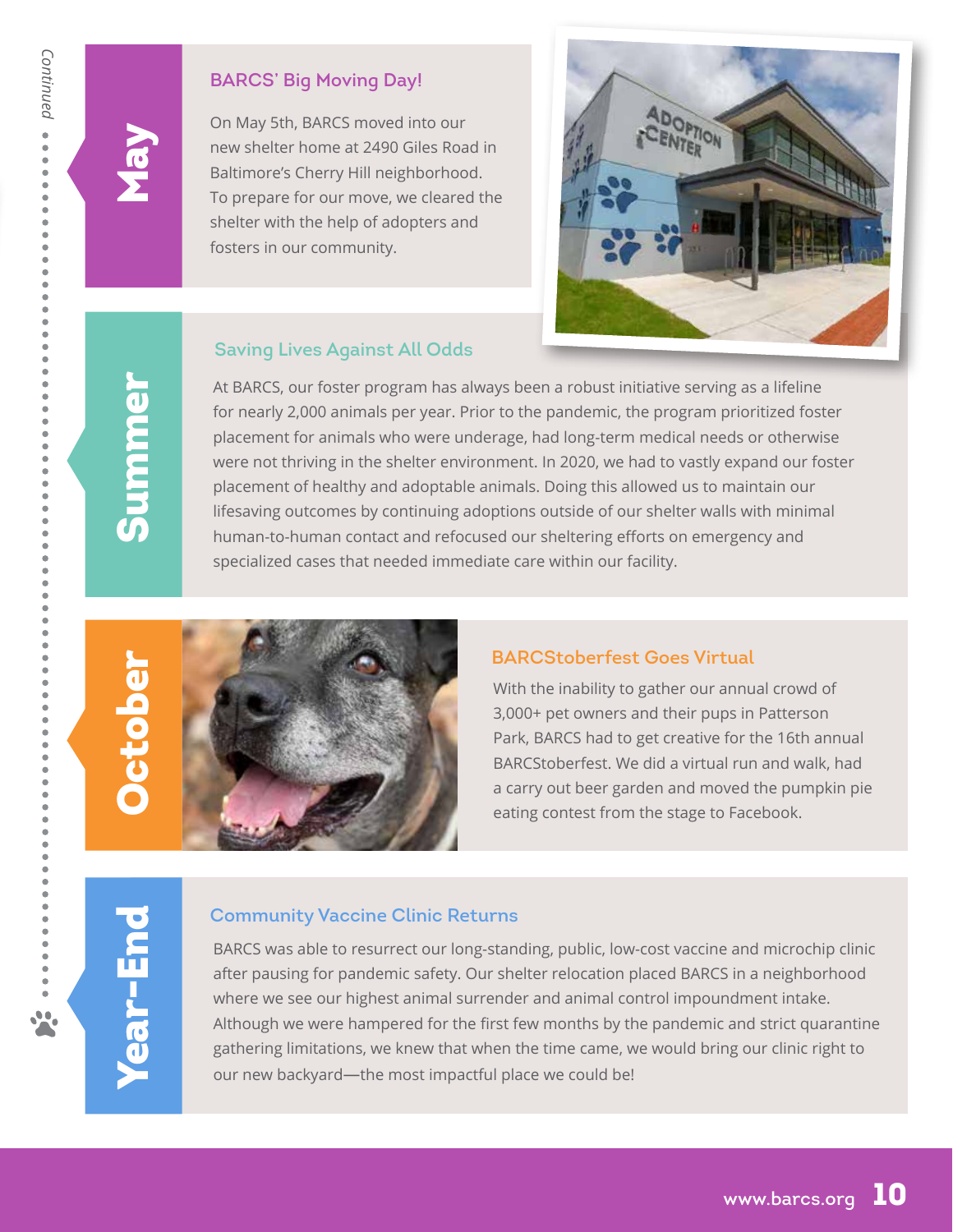## May

### BARCS' Big Moving Day!

On May 5th, BARCS moved into our new shelter home at 2490 Giles Road in Baltimore's Cherry Hill neighborhood. To prepare for our move, we cleared the shelter with the help of adopters and fosters in our community.

## Summer

### Saving Lives Against All Odds

At BARCS, our foster program has always been a robust initiative serving as a lifeline for nearly 2,000 animals per year. Prior to the pandemic, the program prioritized foster placement for animals who were underage, had long-term medical needs or otherwise were not thriving in the shelter environment. In 2020, we had to vastly expand our foster placement of healthy and adoptable animals. Doing this allowed us to maintain our lifesaving outcomes by continuing adoptions outside of our shelter walls with minimal human-to-human contact and refocused our sheltering efforts on emergency and specialized cases that needed immediate care within our facility.

## October

### BARCStoberfest Goes Virtual

With the inability to gather our annual crowd of 3,000+ pet owners and their pups in Patterson Park, BARCS had to get creative for the 16th annual BARCStoberfest. We did a virtual run and walk, had a carry out beer garden and moved the pumpkin pie eating contest from the stage to Facebook.

## Year-End

### Community Vaccine Clinic Returns

BARCS was able to resurrect our long-standing, public, low-cost vaccine and microchip clinic after pausing for pandemic safety. Our shelter relocation placed BARCS in a neighborhood where we see our highest animal surrender and animal control impoundment intake. Although we were hampered for the first few months by the pandemic and strict quarantine gathering limitations, we knew that when the time came, we would bring our clinic right to our new backyard—the most impactful place we could be!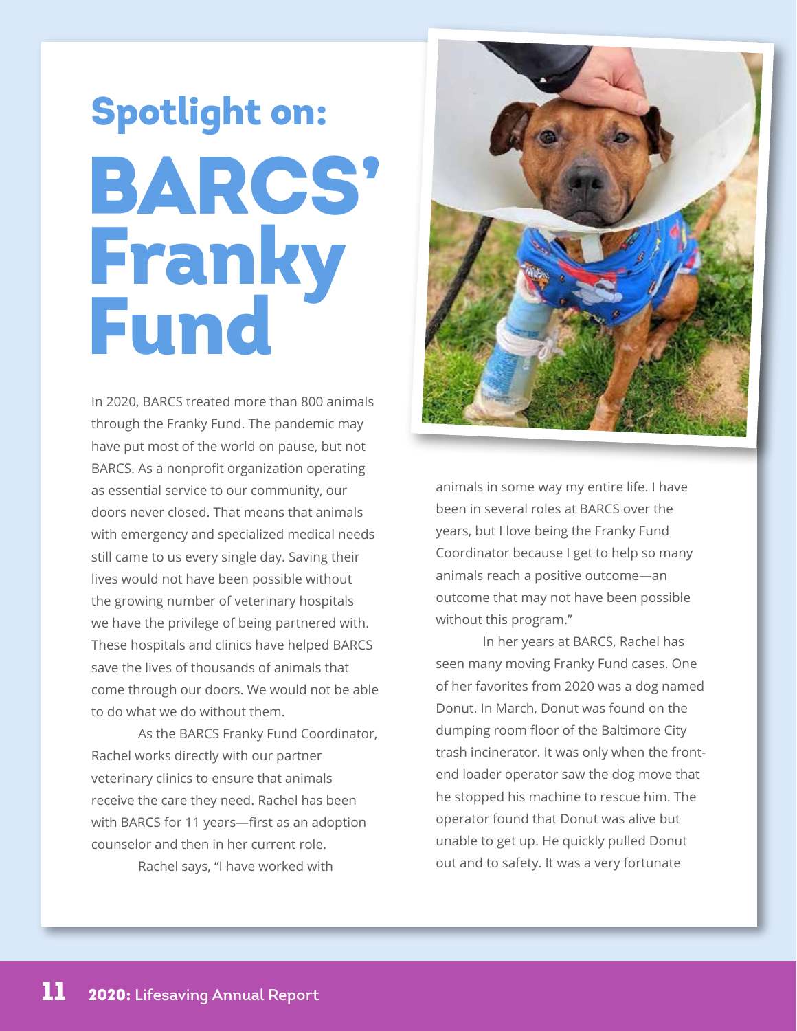## Spotlight on:

# BARCS' Franky Fund

In 2020, BARCS treated more than 800 animals through the Franky Fund. The pandemic may have put most of the world on pause, but not BARCS. As a nonprofit organization operating as essential service to our community, our doors never closed. That means that animals with emergency and specialized medical needs still came to us every single day. Saving their lives would not have been possible without the growing number of veterinary hospitals we have the privilege of being partnered with. These hospitals and clinics have helped BARCS save the lives of thousands of animals that come through our doors. We would not be able to do what we do without them.

As the BARCS Franky Fund Coordinator, Rachel works directly with our partner veterinary clinics to ensure that animals receive the care they need. Rachel has been with BARCS for 11 years—first as an adoption counselor and then in her current role.

Rachel says, "I have worked with animals in some way my entire life. I have been in several roles at BARCS over the years, but I love being the Franky Fund Coordinator because I get to help so many animals reach a positive outcome—an outcome that may not have been possible without this program."

In her years at BARCS, Rachel has seen many moving Franky Fund cases. One of her favorites from 2020 was a dog named Donut. In March, Donut was found on the dumping room floor of the Baltimore City trash incinerator. It was only when the front-end loader operator saw the dog move that he stopped his machine to rescue him. The operator found that Donut was alive but unable to get up. He quickly pulled Donut out and to safety. It was a very fortunate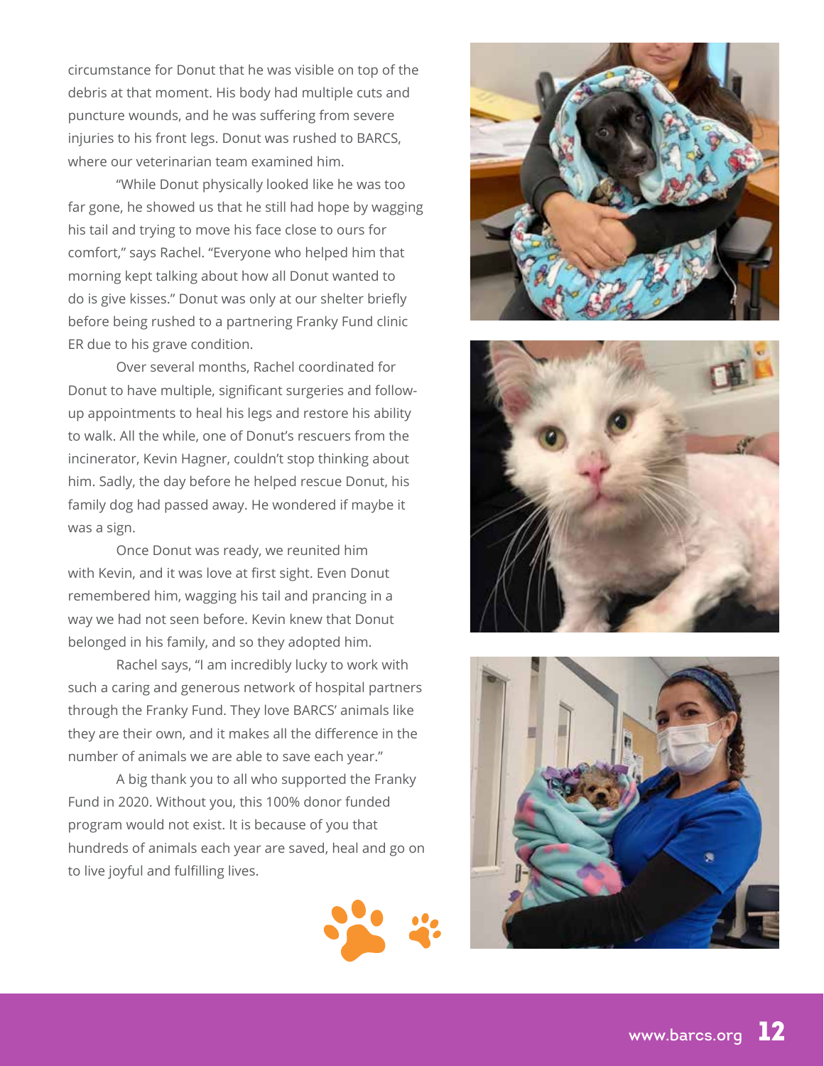circumstance for Donut that he was visible on top of the debris at that moment. His body had multiple cuts and puncture wounds, and he was suffering from severe injuries to his front legs. Donut was rushed to BARCS, where our veterinarian team examined him.

"While Donut physically looked like he was too far gone, he showed us that he still had hope by wagging his tail and trying to move his face close to ours for comfort," says Rachel. "Everyone who helped him that morning kept talking about how all Donut wanted to do is give kisses." Donut was only at our shelter briefly before being rushed to a partnering Franky Fund clinic ER due to his grave condition.

Over several months, Rachel coordinated for Donut to have multiple, significant surgeries and follow-up appointments to heal his legs and restore his ability to walk. All the while, one of Donut's rescuers from the incinerator, Kevin Hagner, couldn't stop thinking about him. Sadly, the day before he helped rescue Donut, his family dog had passed away. He wondered if maybe it was a sign.

Once Donut was ready, we reunited him with Kevin, and it was love at first sight. Even Donut remembered him, wagging his tail and prancing in a way we had not seen before. Kevin knew that Donut belonged in his family, and so they adopted him.

Rachel says, "I am incredibly lucky to work with such a caring and generous network of hospital partners through the Franky Fund. They love BARCS' animals like they are their own, and it makes all the difference in the number of animals we are able to save each year."

A big thank you to all who supported the Franky Fund in 2020. Without you, this 100% donor funded program would not exist. It is because of you that hundreds of animals each year are saved, heal and go on to live joyful and fulfilling lives.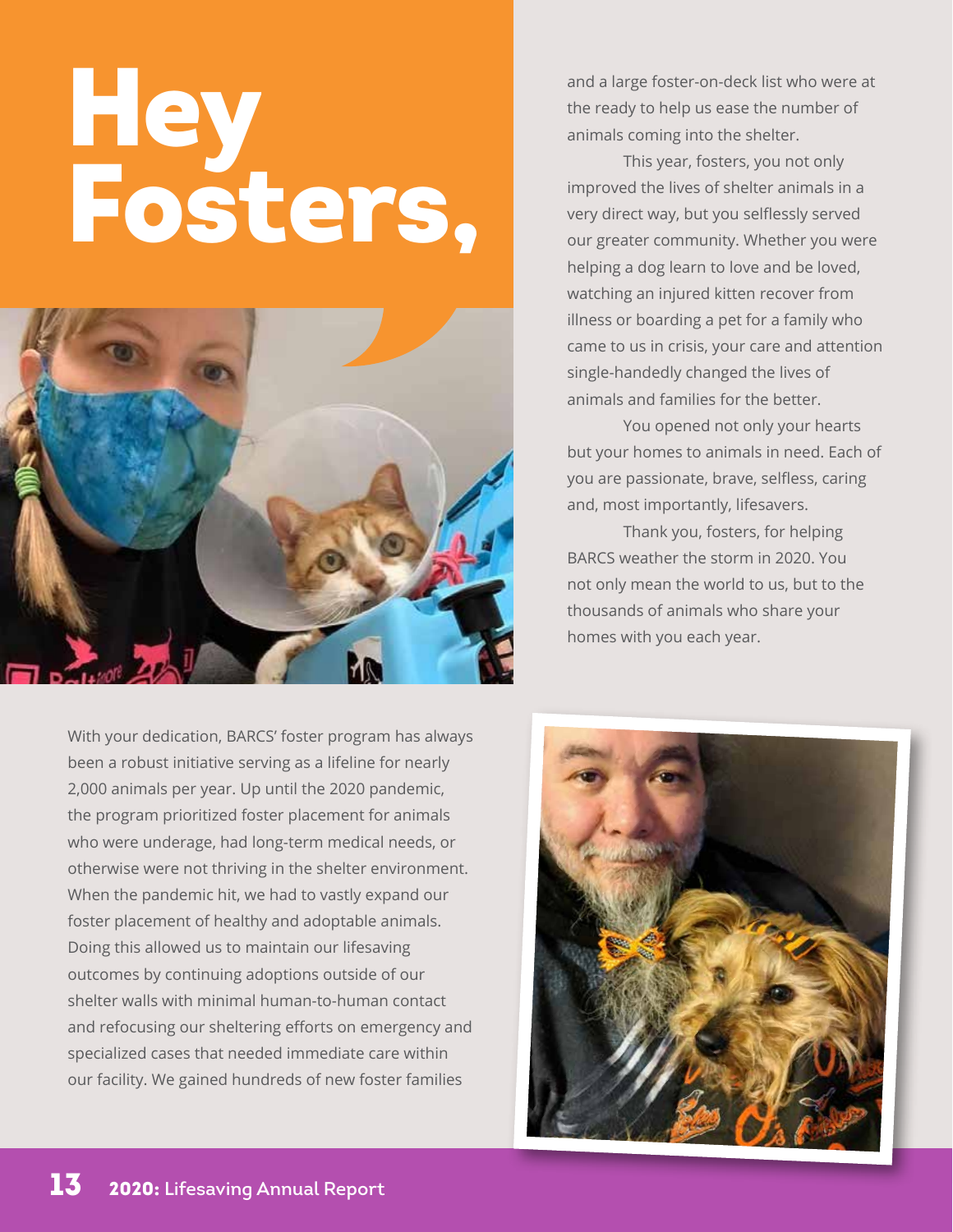# Hey Fosters,

With your dedication, BARCS' foster program has always been a robust initiative serving as a lifeline for nearly 2,000 animals per year. Up until the 2020 pandemic, the program prioritized foster placement for animals who were underage, had long-term medical needs, or otherwise were not thriving in the shelter environment. When the pandemic hit, we had to vastly expand our foster placement of healthy and adoptable animals. Doing this allowed us to maintain our lifesaving outcomes by continuing adoptions outside of our shelter walls with minimal human-to-human contact and refocusing our sheltering efforts on emergency and specialized cases that needed immediate care within our facility. We gained hundreds of new foster families and a large foster-on-deck list who were at the ready to help us ease the number of animals coming into the shelter.

This year, fosters, you not only improved the lives of shelter animals in a very direct way, but you selflessly served our greater community. Whether you were helping a dog learn to love and be loved, watching an injured kitten recover from illness or boarding a pet for a family who came to us in crisis, your care and attention single-handedly changed the lives of animals and families for the better.

You opened not only your hearts but your homes to animals in need. Each of you are passionate, brave, selfless, caring and, most importantly, lifesavers.

Thank you, fosters, for helping BARCS weather the storm in 2020. You not only mean the world to us, but to the thousands of animals who share your homes with you each year.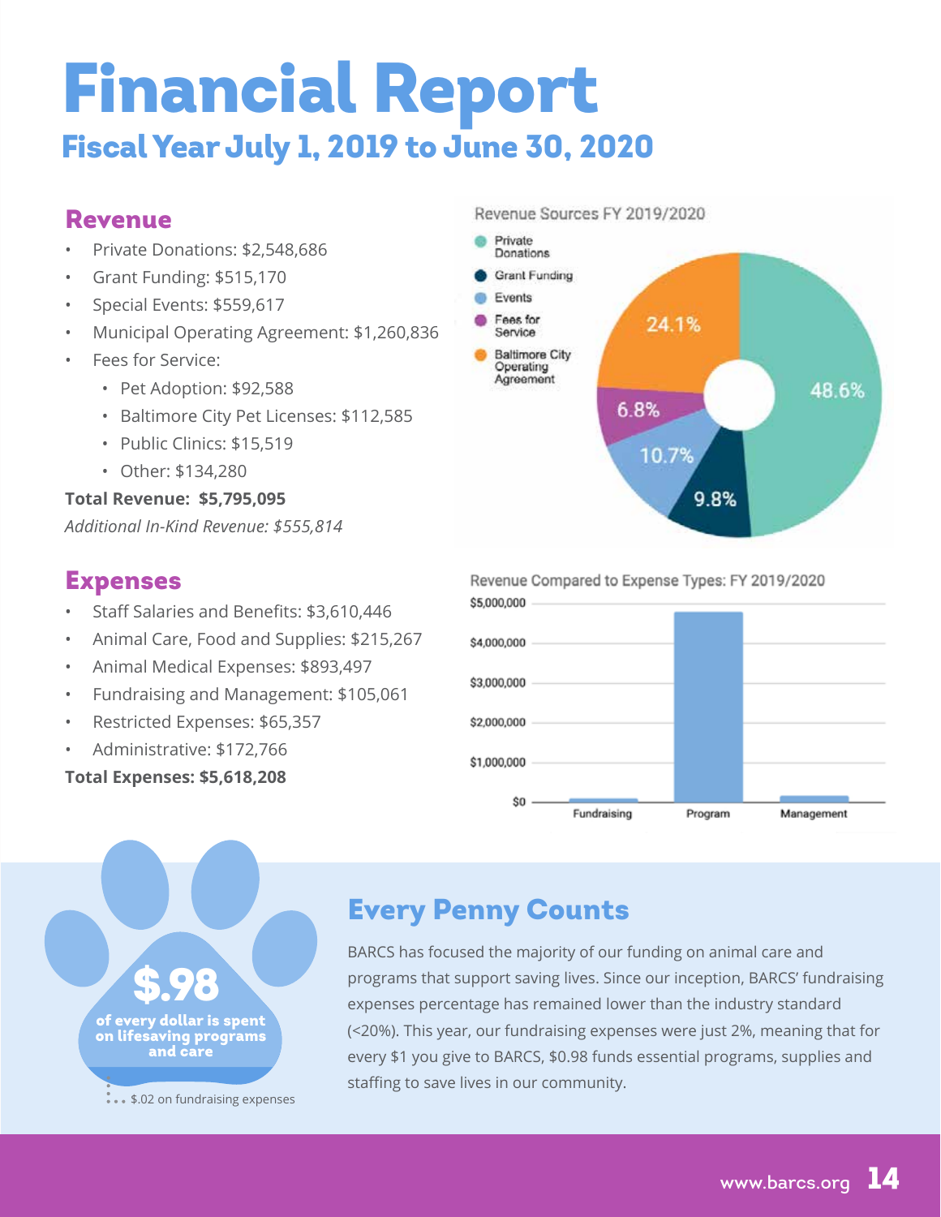# Financial Report

## Fiscal Year July 1, 2019 to June 30, 2020

### Revenue

- Private Donations: $2,548,686
- Grant Funding: $515,170
- Special Events: $559,617
- Municipal Operating Agreement: $1,260,836
- Fees for Service:
  - Pet Adoption: $92,588
  - Baltimore City Pet Licenses: $112,585
  - Public Clinics: $15,519
  - Other: $134,280

**Total Revenue: $5,795,095**

*Additional In-Kind Revenue: $555,814*

Revenue Sources FY 2019/2020

- Private Donations: 48.6%
- Grant Funding: 9.8%
- Events: 10.7%
- Fees for Service: 6.8%
- Baltimore City Operating Agreement: 24.1%

### Expenses

- Staff Salaries and Benefits: $3,610,446
- Animal Care, Food and Supplies: $215,267
- Animal Medical Expenses: $893,497
- Fundraising and Management: $105,061
- Restricted Expenses: $65,357
- Administrative: $172,766

**Total Expenses: $5,618,208**

Revenue Compared to Expense Types: FY 2019/2020

(Bar chart: Fundraising, Program, Management; axis $0 to $5,000,000)

**$.98** of every dollar is spent on lifesaving programs and care

$.02 on fundraising expenses

### Every Penny Counts

BARCS has focused the majority of our funding on animal care and programs that support saving lives. Since our inception, BARCS' fundraising expenses percentage has remained lower than the industry standard (<20%). This year, our fundraising expenses were just 2%, meaning that for every $1 you give to BARCS, $0.98 funds essential programs, supplies and staffing to save lives in our community.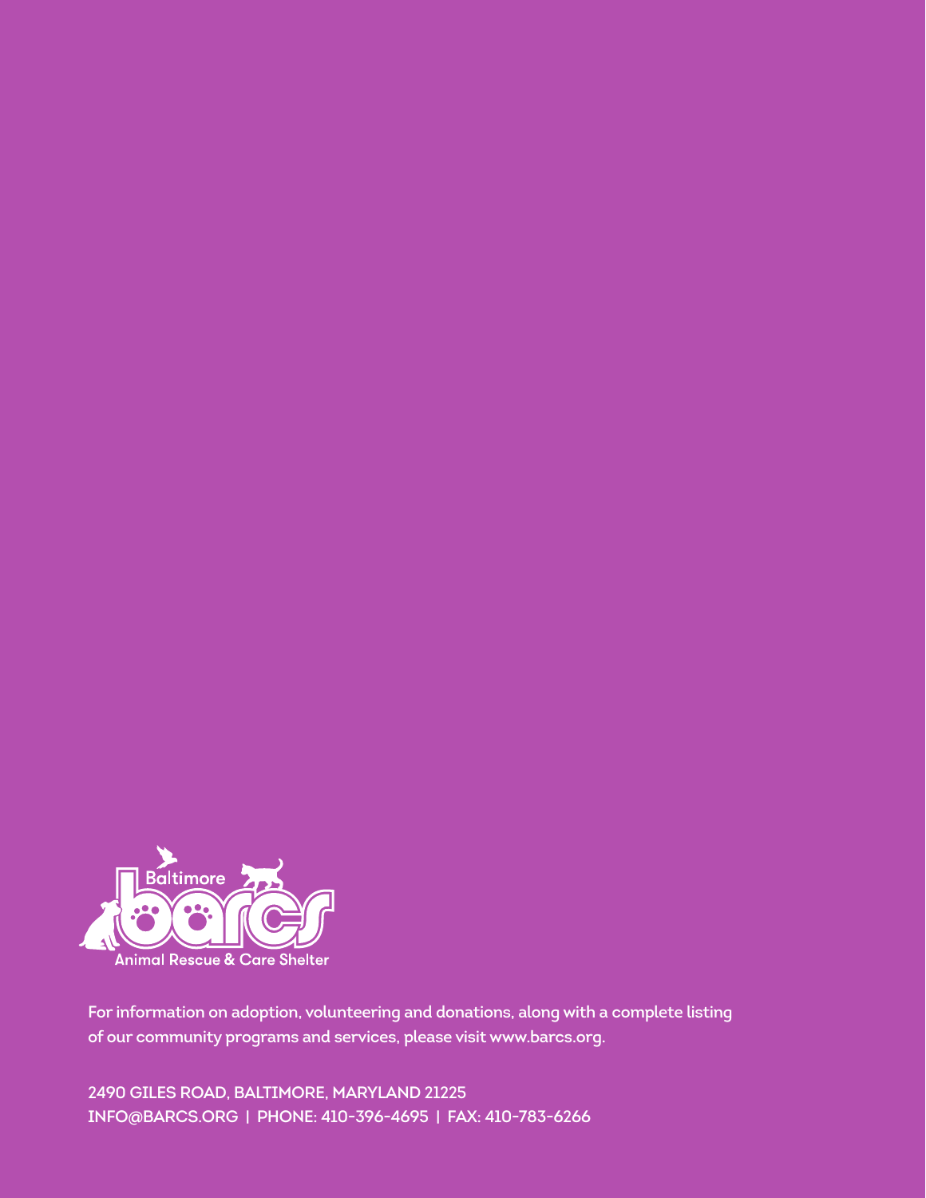Baltimore barcs

Animal Rescue & Care Shelter

For information on adoption, volunteering and donations, along with a complete listing of our community programs and services, please visit www.barcs.org.

2490 GILES ROAD, BALTIMORE, MARYLAND 21225
INFO@BARCS.ORG | PHONE: 410-396-4695 | FAX: 410-783-6266